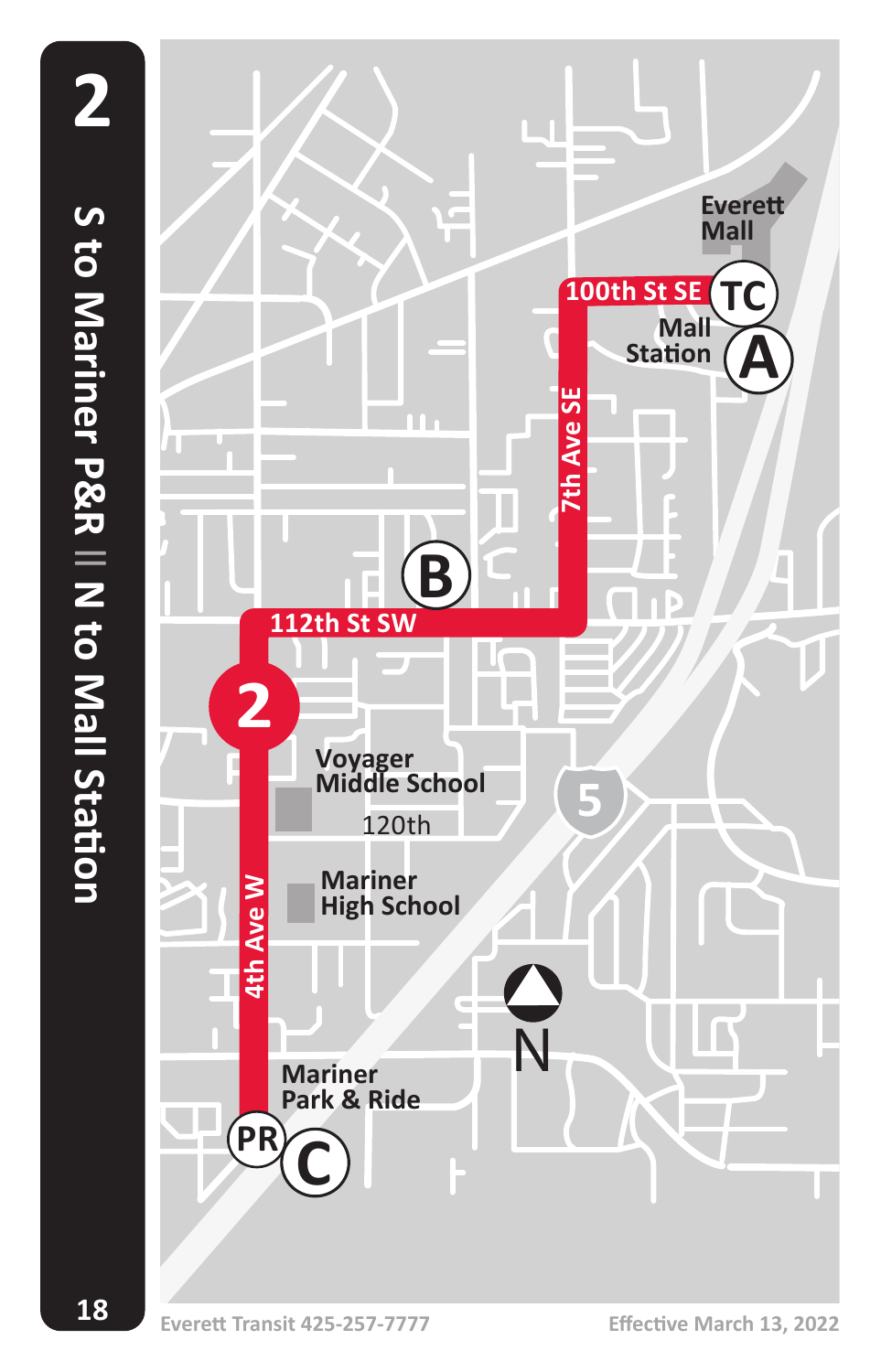# 2

## S to Mariner P&R || N to Mall Station

Everett Mall

100th St SE

TC

Mall Station

A

7th Ave SE

B

112th St SW

2

Voyager Middle School

120th

5

Mariner High School

4th Ave W

N

Mariner Park & Ride

PR

C

Everett Transit 425-257-7777

Effective March 13, 2022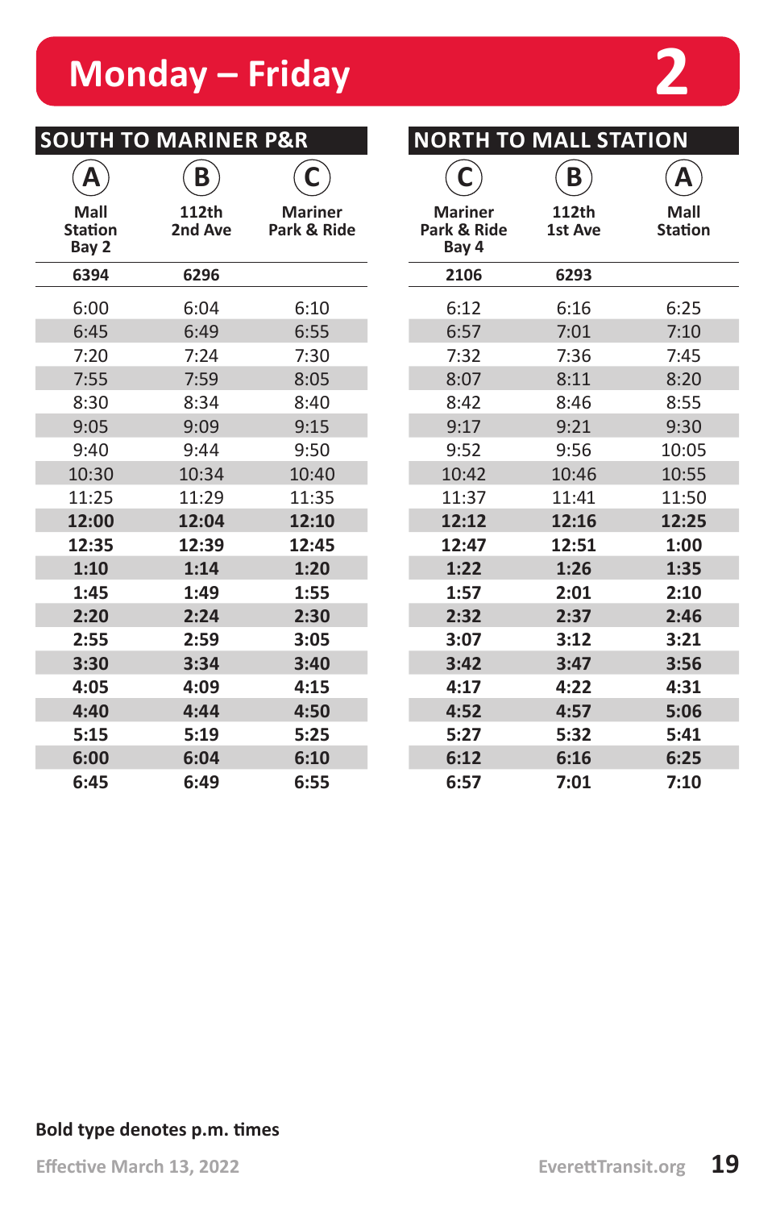# Monday – Friday

# 2

## SOUTH TO MARINER P&R

| A Mall Station Bay 2 | B 112th 2nd Ave | C Mariner Park & Ride |
|---|---|---|
| 6394 | 6296 | |
| 6:00 | 6:04 | 6:10 |
| 6:45 | 6:49 | 6:55 |
| 7:20 | 7:24 | 7:30 |
| 7:55 | 7:59 | 8:05 |
| 8:30 | 8:34 | 8:40 |
| 9:05 | 9:09 | 9:15 |
| 9:40 | 9:44 | 9:50 |
| 10:30 | 10:34 | 10:40 |
| 11:25 | 11:29 | 11:35 |
| **12:00** | **12:04** | **12:10** |
| **12:35** | **12:39** | **12:45** |
| **1:10** | **1:14** | **1:20** |
| **1:45** | **1:49** | **1:55** |
| **2:20** | **2:24** | **2:30** |
| **2:55** | **2:59** | **3:05** |
| **3:30** | **3:34** | **3:40** |
| **4:05** | **4:09** | **4:15** |
| **4:40** | **4:44** | **4:50** |
| **5:15** | **5:19** | **5:25** |
| **6:00** | **6:04** | **6:10** |
| **6:45** | **6:49** | **6:55** |

## NORTH TO MALL STATION

| C Mariner Park & Ride Bay 4 | B 112th 1st Ave | A Mall Station |
|---|---|---|
| 2106 | 6293 | |
| 6:12 | 6:16 | 6:25 |
| 6:57 | 7:01 | 7:10 |
| 7:32 | 7:36 | 7:45 |
| 8:07 | 8:11 | 8:20 |
| 8:42 | 8:46 | 8:55 |
| 9:17 | 9:21 | 9:30 |
| 9:52 | 9:56 | 10:05 |
| 10:42 | 10:46 | 10:55 |
| 11:37 | 11:41 | 11:50 |
| **12:12** | **12:16** | **12:25** |
| **12:47** | **12:51** | **1:00** |
| **1:22** | **1:26** | **1:35** |
| **1:57** | **2:01** | **2:10** |
| **2:32** | **2:37** | **2:46** |
| **3:07** | **3:12** | **3:21** |
| **3:42** | **3:47** | **3:56** |
| **4:17** | **4:22** | **4:31** |
| **4:52** | **4:57** | **5:06** |
| **5:27** | **5:32** | **5:41** |
| **6:12** | **6:16** | **6:25** |
| **6:57** | **7:01** | **7:10** |

**Bold type denotes p.m. times**

Effective March 13, 2022

EverettTransit.org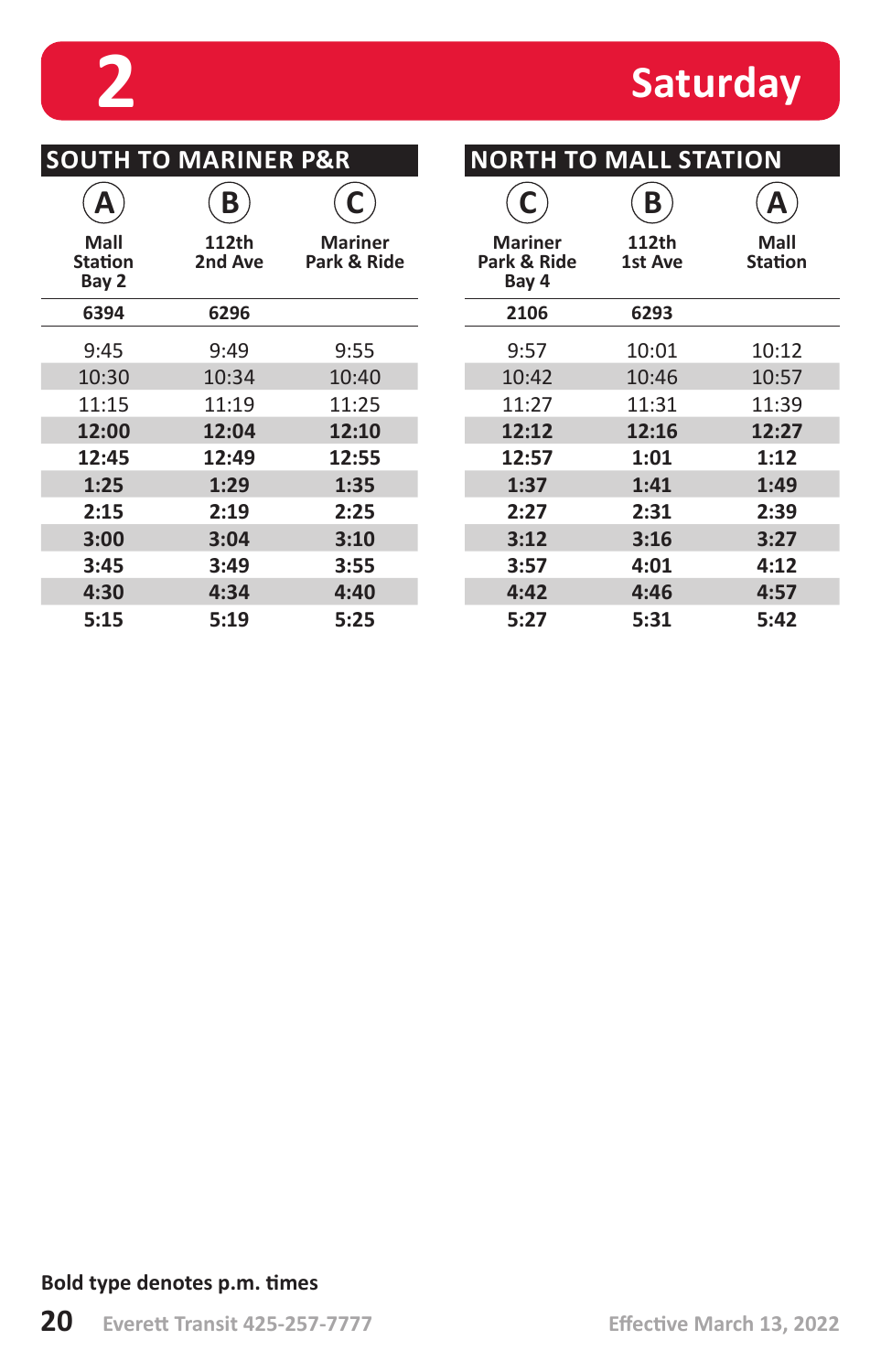# 2 Saturday

## SOUTH TO MARINER P&R

| A Mall Station Bay 2 | B 112th 2nd Ave | C Mariner Park & Ride |
|---|---|---|
| 6394 | 6296 | |
| 9:45 | 9:49 | 9:55 |
| 10:30 | 10:34 | 10:40 |
| 11:15 | 11:19 | 11:25 |
| **12:00** | **12:04** | **12:10** |
| **12:45** | **12:49** | **12:55** |
| **1:25** | **1:29** | **1:35** |
| **2:15** | **2:19** | **2:25** |
| **3:00** | **3:04** | **3:10** |
| **3:45** | **3:49** | **3:55** |
| **4:30** | **4:34** | **4:40** |
| **5:15** | **5:19** | **5:25** |

## NORTH TO MALL STATION

| C Mariner Park & Ride Bay 4 | B 112th 1st Ave | A Mall Station |
|---|---|---|
| 2106 | 6293 | |
| 9:57 | 10:01 | 10:12 |
| 10:42 | 10:46 | 10:57 |
| 11:27 | 11:31 | 11:39 |
| **12:12** | **12:16** | **12:27** |
| **12:57** | **1:01** | **1:12** |
| **1:37** | **1:41** | **1:49** |
| **2:27** | **2:31** | **2:39** |
| **3:12** | **3:16** | **3:27** |
| **3:57** | **4:01** | **4:12** |
| **4:42** | **4:46** | **4:57** |
| **5:27** | **5:31** | **5:42** |

**Bold type denotes p.m. times**

Everett Transit 425-257-7777

Effective March 13, 2022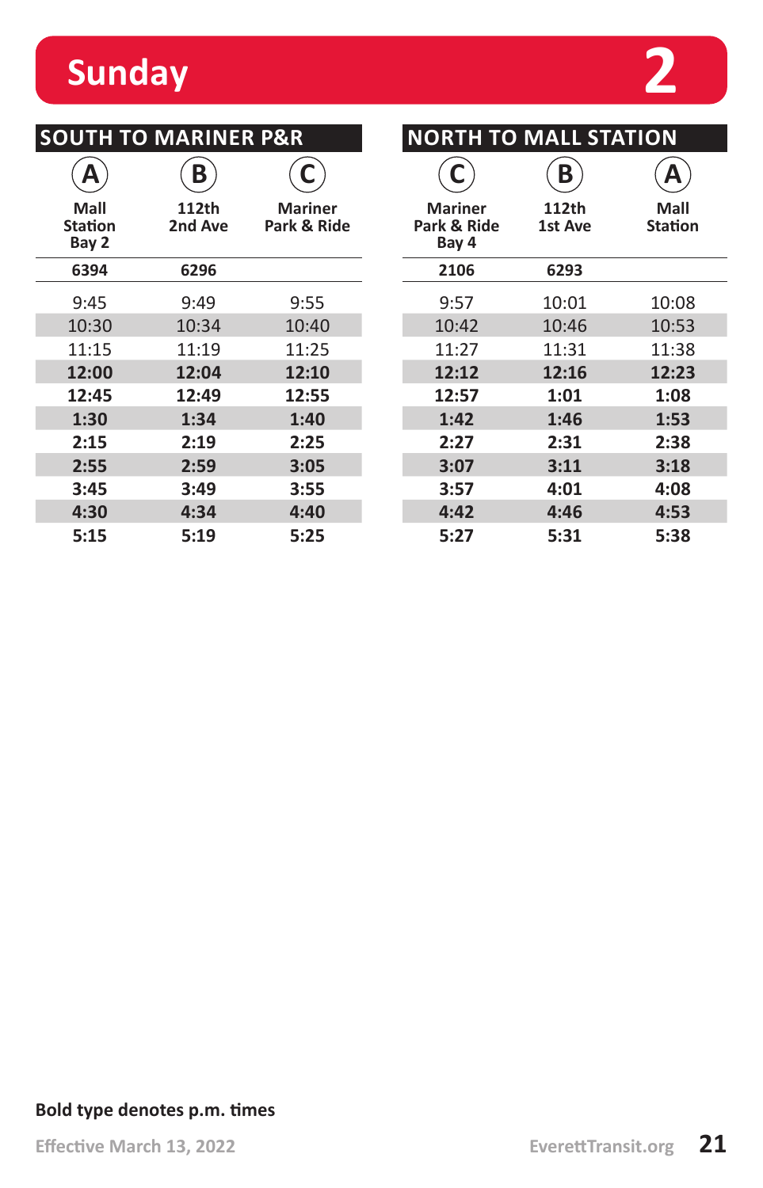# Sunday 2

## SOUTH TO MARINER P&R

| (A) Mall Station Bay 2 | (B) 112th 2nd Ave | (C) Mariner Park & Ride |
|---|---|---|
| 6394 | 6296 | |
| 9:45 | 9:49 | 9:55 |
| 10:30 | 10:34 | 10:40 |
| 11:15 | 11:19 | 11:25 |
| **12:00** | **12:04** | **12:10** |
| **12:45** | **12:49** | **12:55** |
| **1:30** | **1:34** | **1:40** |
| **2:15** | **2:19** | **2:25** |
| **2:55** | **2:59** | **3:05** |
| **3:45** | **3:49** | **3:55** |
| **4:30** | **4:34** | **4:40** |
| **5:15** | **5:19** | **5:25** |

## NORTH TO MALL STATION

| (C) Mariner Park & Ride Bay 4 | (B) 112th 1st Ave | (A) Mall Station |
|---|---|---|
| 2106 | 6293 | |
| 9:57 | 10:01 | 10:08 |
| 10:42 | 10:46 | 10:53 |
| 11:27 | 11:31 | 11:38 |
| **12:12** | **12:16** | **12:23** |
| **12:57** | **1:01** | **1:08** |
| **1:42** | **1:46** | **1:53** |
| **2:27** | **2:31** | **2:38** |
| **3:07** | **3:11** | **3:18** |
| **3:57** | **4:01** | **4:08** |
| **4:42** | **4:46** | **4:53** |
| **5:27** | **5:31** | **5:38** |

**Bold type denotes p.m. times**

Effective March 13, 2022

EverettTransit.org